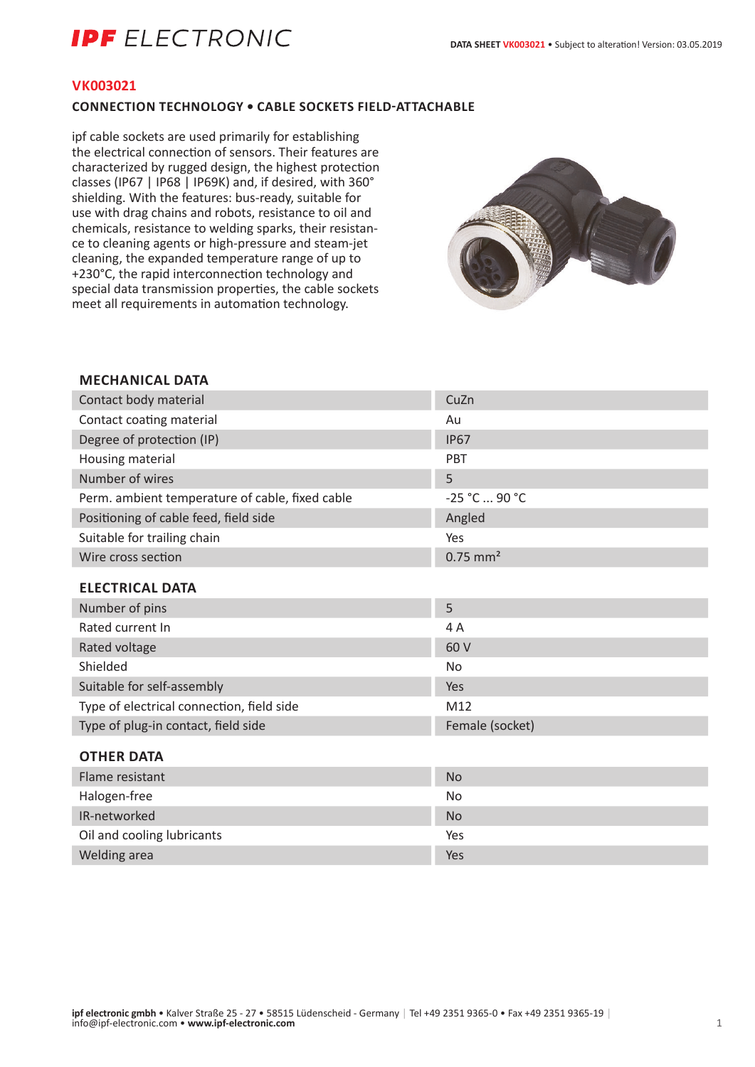# VK003021

## CONNECTION TECHNOLOGY • CABLE SOCKETS FIELD-ATTACHABLE

ipf cable sockets are used primarily for establishing the electrical connection of sensors. Their features are characterized by rugged design, the highest protection classes (IP67 | IP68 | IP69K) and, if desired, with 360° shielding. With the features: bus-ready, suitable for use with drag chains and robots, resistance to oil and chemicals, resistance to welding sparks, their resistance to cleaning agents or high-pressure and steam-jet cleaning, the expanded temperature range of up to +230°C, the rapid interconnection technology and special data transmission properties, the cable sockets meet all requirements in automation technology.

### MECHANICAL DATA

| | |
|---|---|
| Contact body material | CuZn |
| Contact coating material | Au |
| Degree of protection (IP) | IP67 |
| Housing material | PBT |
| Number of wires | 5 |
| Perm. ambient temperature of cable, fixed cable | -25 °C ... 90 °C |
| Positioning of cable feed, field side | Angled |
| Suitable for trailing chain | Yes |
| Wire cross section | 0.75 mm² |

### ELECTRICAL DATA

| | |
|---|---|
| Number of pins | 5 |
| Rated current In | 4 A |
| Rated voltage | 60 V |
| Shielded | No |
| Suitable for self-assembly | Yes |
| Type of electrical connection, field side | M12 |
| Type of plug-in contact, field side | Female (socket) |

### OTHER DATA

| | |
|---|---|
| Flame resistant | No |
| Halogen-free | No |
| IR-networked | No |
| Oil and cooling lubricants | Yes |
| Welding area | Yes |

**ipf electronic gmbh** • Kalver Straße 25 - 27 • 58515 Lüdenscheid - Germany | Tel +49 2351 9365-0 • Fax +49 2351 9365-19 | info@ipf-electronic.com • **www.ipf-electronic.com**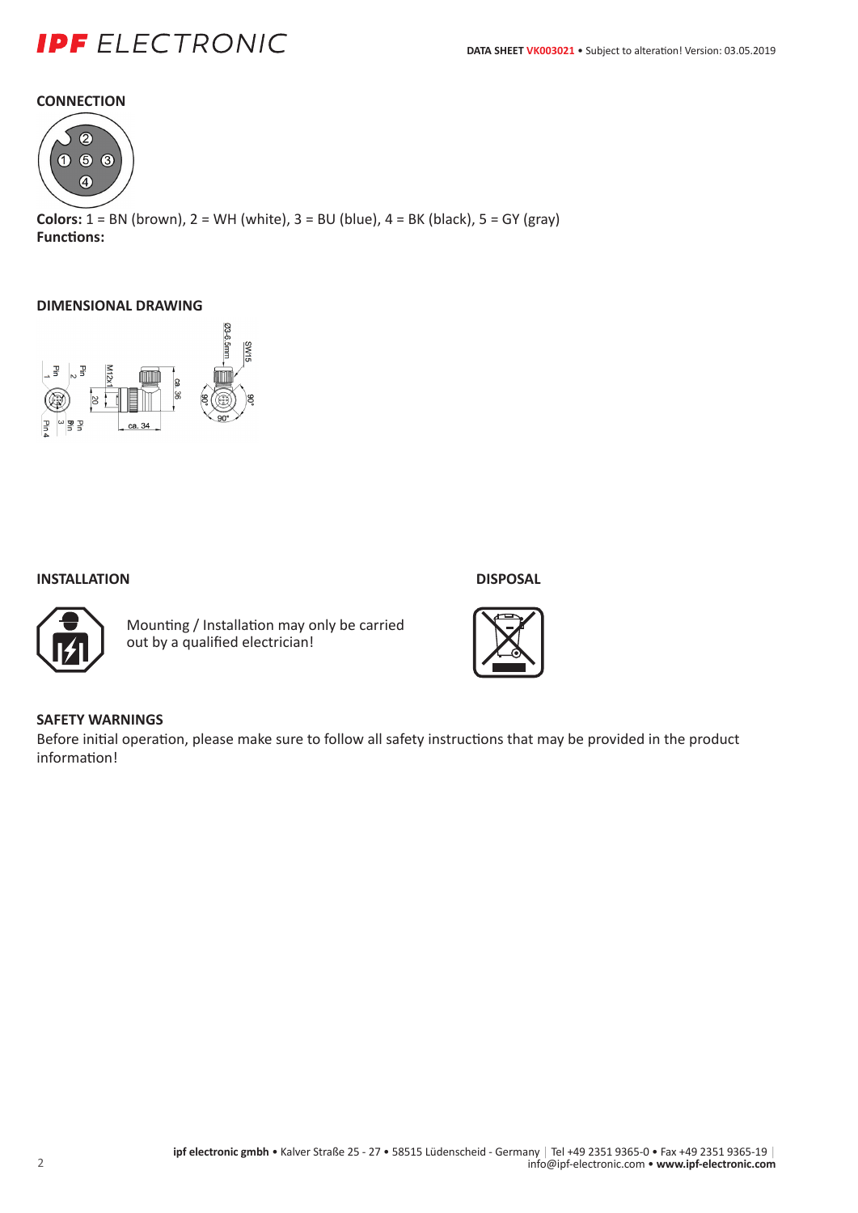## CONNECTION

**Colors:** 1 = BN (brown), 2 = WH (white), 3 = BU (blue), 4 = BK (black), 5 = GY (gray)
**Functions:**

## DIMENSIONAL DRAWING

## INSTALLATION

Mounting / Installation may only be carried out by a qualified electrician!

## DISPOSAL

## SAFETY WARNINGS

Before initial operation, please make sure to follow all safety instructions that may be provided in the product information!